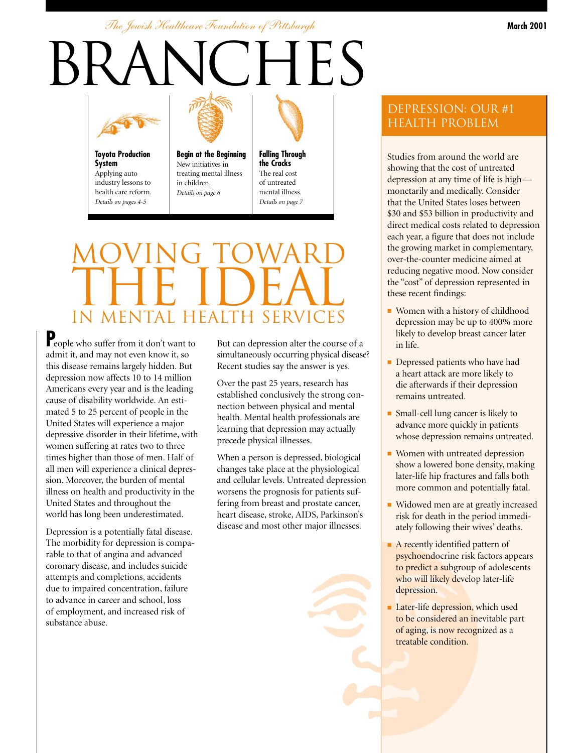*The Jewish Healthcare Foundation of Pittsburgh*

March 2001

# BRANCHES

**Toyota Production System**
Applying auto industry lessons to health care reform.
*Details on pages 4-5*

**Begin at the Beginning**
New initiatives in treating mental illness in children.
*Details on page 6*

**Falling Through the Cracks**
The real cost of untreated mental illness.
*Details on page 7*

# MOVING TOWARD THE IDEAL IN MENTAL HEALTH SERVICES

People who suffer from it don't want to admit it, and may not even know it, so this disease remains largely hidden. But depression now affects 10 to 14 million Americans every year and is the leading cause of disability worldwide. An estimated 5 to 25 percent of people in the United States will experience a major depressive disorder in their lifetime, with women suffering at rates two to three times higher than those of men. Half of all men will experience a clinical depression. Moreover, the burden of mental illness on health and productivity in the United States and throughout the world has long been underestimated.

Depression is a potentially fatal disease. The morbidity for depression is comparable to that of angina and advanced coronary disease, and includes suicide attempts and completions, accidents due to impaired concentration, failure to advance in career and school, loss of employment, and increased risk of substance abuse.

But can depression alter the course of a simultaneously occurring physical disease? Recent studies say the answer is yes.

Over the past 25 years, research has established conclusively the strong connection between physical and mental health. Mental health professionals are learning that depression may actually precede physical illnesses.

When a person is depressed, biological changes take place at the physiological and cellular levels. Untreated depression worsens the prognosis for patients suffering from breast and prostate cancer, heart disease, stroke, AIDS, Parkinson's disease and most other major illnesses.

## DEPRESSION: OUR #1 HEALTH PROBLEM

Studies from around the world are showing that the cost of untreated depression at any time of life is high—monetarily and medically. Consider that the United States loses between $30 and $53 billion in productivity and direct medical costs related to depression each year, a figure that does not include the growing market in complementary, over-the-counter medicine aimed at reducing negative mood. Now consider the "cost" of depression represented in these recent findings:

- Women with a history of childhood depression may be up to 400% more likely to develop breast cancer later in life.
- Depressed patients who have had a heart attack are more likely to die afterwards if their depression remains untreated.
- Small-cell lung cancer is likely to advance more quickly in patients whose depression remains untreated.
- Women with untreated depression show a lowered bone density, making later-life hip fractures and falls both more common and potentially fatal.
- Widowed men are at greatly increased risk for death in the period immediately following their wives' deaths.
- A recently identified pattern of psychoendocrine risk factors appears to predict a subgroup of adolescents who will likely develop later-life depression.
- Later-life depression, which used to be considered an inevitable part of aging, is now recognized as a treatable condition.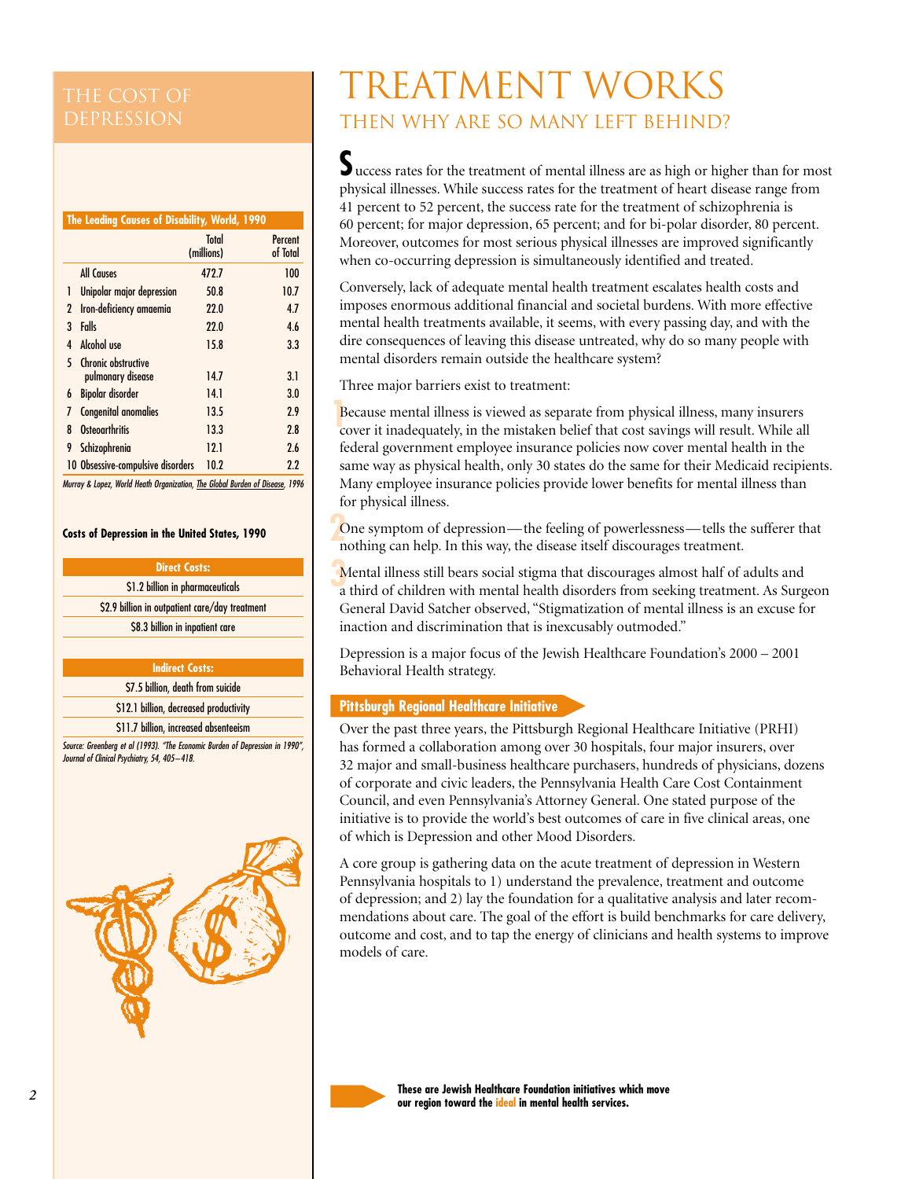## THE COST OF DEPRESSION

| The Leading Causes of Disability, World, 1990 | | Total (millions) | Percent of Total |
|---|---|---|---|
| | All Causes | 472.7 | 100 |
| 1 | Unipolar major depression | 50.8 | 10.7 |
| 2 | Iron-deficiency amaemia | 22.0 | 4.7 |
| 3 | Falls | 22.0 | 4.6 |
| 4 | Alcohol use | 15.8 | 3.3 |
| 5 | Chronic obstructive pulmonary disease | 14.7 | 3.1 |
| 6 | Bipolar disorder | 14.1 | 3.0 |
| 7 | Congenital anomalies | 13.5 | 2.9 |
| 8 | Osteoarthritis | 13.3 | 2.8 |
| 9 | Schizophrenia | 12.1 | 2.6 |
| 10 | Obsessive-compulsive disorders | 10.2 | 2.2 |

*Murray & Lopez, World Heath Organization, The Global Burden of Disease, 1996*

**Costs of Depression in the United States, 1990**

| Direct Costs: |
|---|
| $1.2 billion in pharmaceuticals |
| $2.9 billion in outpatient care/day treatment |
| $8.3 billion in inpatient care |

| Indirect Costs: |
|---|
| $7.5 billion, death from suicide |
| $12.1 billion, decreased productivity |
| $11.7 billion, increased absenteeism |

*Source: Greenberg et al (1993). "The Economic Burden of Depression in 1990", Journal of Clinical Psychiatry, 54, 405–418.*

# TREATMENT WORKS

## THEN WHY ARE SO MANY LEFT BEHIND?

Success rates for the treatment of mental illness are as high or higher than for most physical illnesses. While success rates for the treatment of heart disease range from 41 percent to 52 percent, the success rate for the treatment of schizophrenia is 60 percent; for major depression, 65 percent; and for bi-polar disorder, 80 percent. Moreover, outcomes for most serious physical illnesses are improved significantly when co-occurring depression is simultaneously identified and treated.

Conversely, lack of adequate mental health treatment escalates health costs and imposes enormous additional financial and societal burdens. With more effective mental health treatments available, it seems, with every passing day, and with the dire consequences of leaving this disease untreated, why do so many people with mental disorders remain outside the healthcare system?

Three major barriers exist to treatment:

1. Because mental illness is viewed as separate from physical illness, many insurers cover it inadequately, in the mistaken belief that cost savings will result. While all federal government employee insurance policies now cover mental health in the same way as physical health, only 30 states do the same for their Medicaid recipients. Many employee insurance policies provide lower benefits for mental illness than for physical illness.

2. One symptom of depression—the feeling of powerlessness—tells the sufferer that nothing can help. In this way, the disease itself discourages treatment.

3. Mental illness still bears social stigma that discourages almost half of adults and a third of children with mental health disorders from seeking treatment. As Surgeon General David Satcher observed, "Stigmatization of mental illness is an excuse for inaction and discrimination that is inexcusably outmoded."

Depression is a major focus of the Jewish Healthcare Foundation's 2000 – 2001 Behavioral Health strategy.

### Pittsburgh Regional Healthcare Initiative

Over the past three years, the Pittsburgh Regional Healthcare Initiative (PRHI) has formed a collaboration among over 30 hospitals, four major insurers, over 32 major and small-business healthcare purchasers, hundreds of physicians, dozens of corporate and civic leaders, the Pennsylvania Health Care Cost Containment Council, and even Pennsylvania's Attorney General. One stated purpose of the initiative is to provide the world's best outcomes of care in five clinical areas, one of which is Depression and other Mood Disorders.

A core group is gathering data on the acute treatment of depression in Western Pennsylvania hospitals to 1) understand the prevalence, treatment and outcome of depression; and 2) lay the foundation for a qualitative analysis and later recommendations about care. The goal of the effort is build benchmarks for care delivery, outcome and cost, and to tap the energy of clinicians and health systems to improve models of care.

**These are Jewish Healthcare Foundation initiatives which move our region toward the ideal in mental health services.**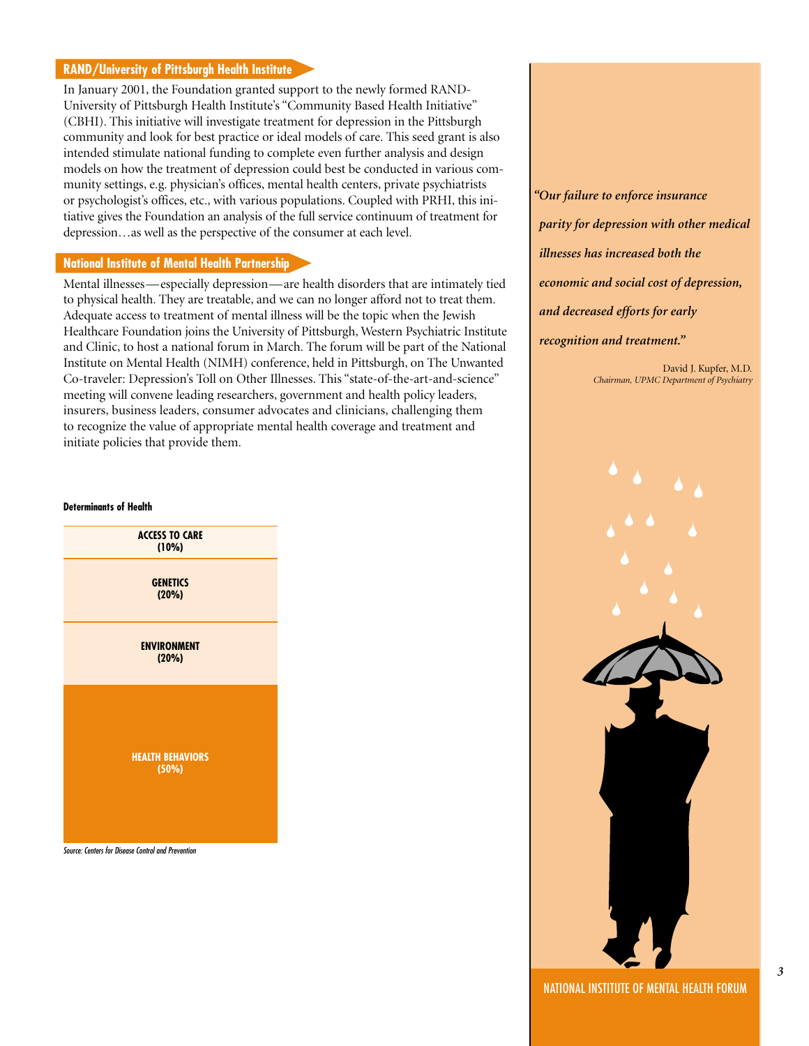## RAND/University of Pittsburgh Health Institute

In January 2001, the Foundation granted support to the newly formed RAND-University of Pittsburgh Health Institute's "Community Based Health Initiative" (CBHI). This initiative will investigate treatment for depression in the Pittsburgh community and look for best practice or ideal models of care. This seed grant is also intended stimulate national funding to complete even further analysis and design models on how the treatment of depression could best be conducted in various community settings, e.g. physician's offices, mental health centers, private psychiatrists or psychologist's offices, etc., with various populations. Coupled with PRHI, this initiative gives the Foundation an analysis of the full service continuum of treatment for depression…as well as the perspective of the consumer at each level.

## National Institute of Mental Health Partnership

Mental illnesses—especially depression—are health disorders that are intimately tied to physical health. They are treatable, and we can no longer afford not to treat them. Adequate access to treatment of mental illness will be the topic when the Jewish Healthcare Foundation joins the University of Pittsburgh, Western Psychiatric Institute and Clinic, to host a national forum in March. The forum will be part of the National Institute on Mental Health (NIMH) conference, held in Pittsburgh, on The Unwanted Co-traveler: Depression's Toll on Other Illnesses. This "state-of-the-art-and-science" meeting will convene leading researchers, government and health policy leaders, insurers, business leaders, consumer advocates and clinicians, challenging them to recognize the value of appropriate mental health coverage and treatment and initiate policies that provide them.

**Determinants of Health**

| Determinants of Health |
|---|
| ACCESS TO CARE (10%) |
| GENETICS (20%) |
| ENVIRONMENT (20%) |
| HEALTH BEHAVIORS (50%) |

*Source: Centers for Disease Control and Prevention*

*"Our failure to enforce insurance parity for depression with other medical illnesses has increased both the economic and social cost of depression, and decreased efforts for early recognition and treatment."*

David J. Kupfer, M.D.
*Chairman, UPMC Department of Psychiatry*

NATIONAL INSTITUTE OF MENTAL HEALTH FORUM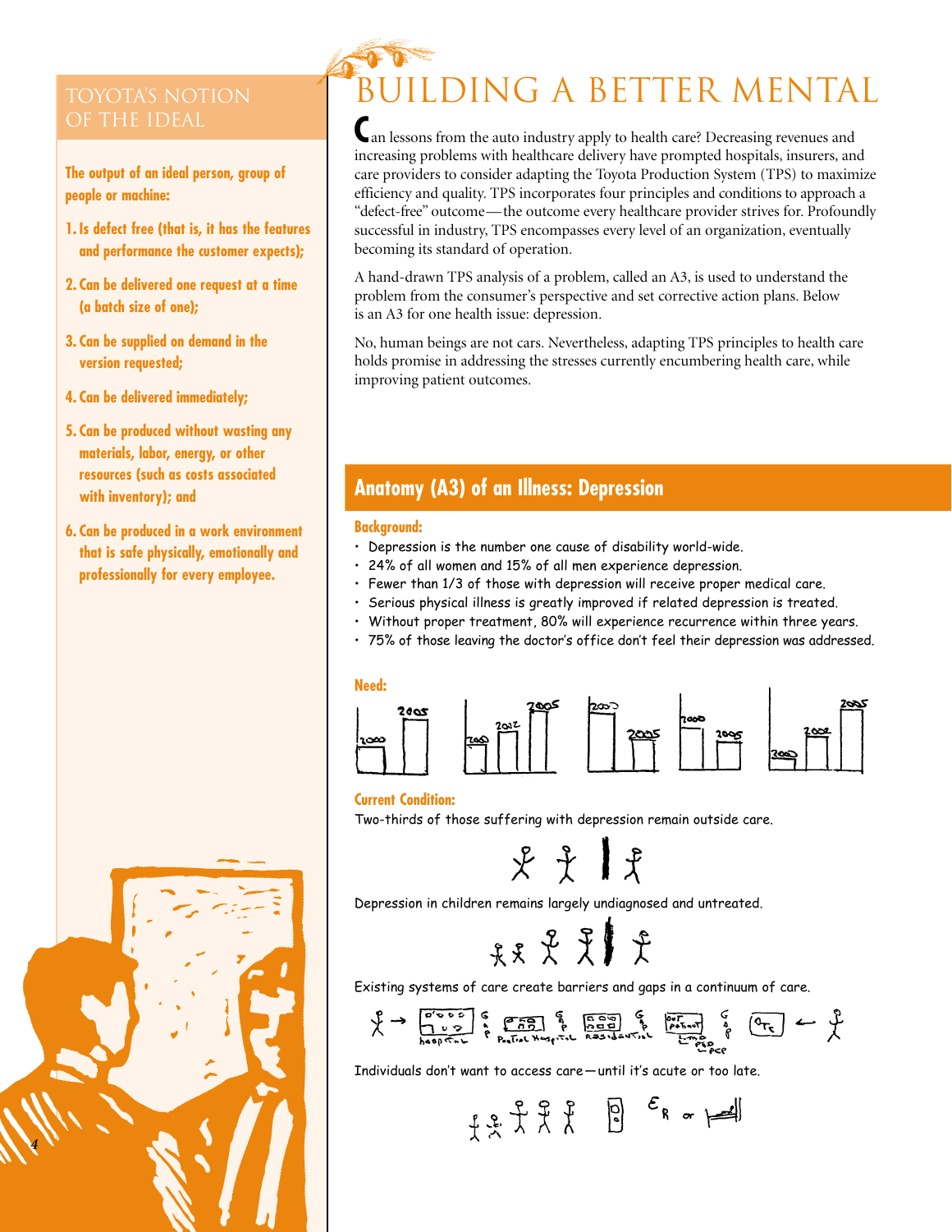## TOYOTA'S NOTION OF THE IDEAL

**The output of an ideal person, group of people or machine:**

1. **Is defect free (that is, it has the features and performance the customer expects);**
2. **Can be delivered one request at a time (a batch size of one);**
3. **Can be supplied on demand in the version requested;**
4. **Can be delivered immediately;**
5. **Can be produced without wasting any materials, labor, energy, or other resources (such as costs associated with inventory); and**
6. **Can be produced in a work environment that is safe physically, emotionally and professionally for every employee.**

# BUILDING A BETTER MENTAL

Can lessons from the auto industry apply to health care? Decreasing revenues and increasing problems with healthcare delivery have prompted hospitals, insurers, and care providers to consider adapting the Toyota Production System (TPS) to maximize efficiency and quality. TPS incorporates four principles and conditions to approach a "defect-free" outcome—the outcome every healthcare provider strives for. Profoundly successful in industry, TPS encompasses every level of an organization, eventually becoming its standard of operation.

A hand-drawn TPS analysis of a problem, called an A3, is used to understand the problem from the consumer's perspective and set corrective action plans. Below is an A3 for one health issue: depression.

No, human beings are not cars. Nevertheless, adapting TPS principles to health care holds promise in addressing the stresses currently encumbering health care, while improving patient outcomes.

## Anatomy (A3) of an Illness: Depression

**Background:**

- Depression is the number one cause of disability world-wide.
- 24% of all women and 15% of all men experience depression.
- Fewer than 1/3 of those with depression will receive proper medical care.
- Serious physical illness is greatly improved if related depression is treated.
- Without proper treatment, 80% will experience recurrence within three years.
- 75% of those leaving the doctor's office don't feel their depression was addressed.

**Need:**

**Current Condition:**

Two-thirds of those suffering with depression remain outside care.

Depression in children remains largely undiagnosed and untreated.

Existing systems of care create barriers and gaps in a continuum of care.

Individuals don't want to access care—until it's acute or too late.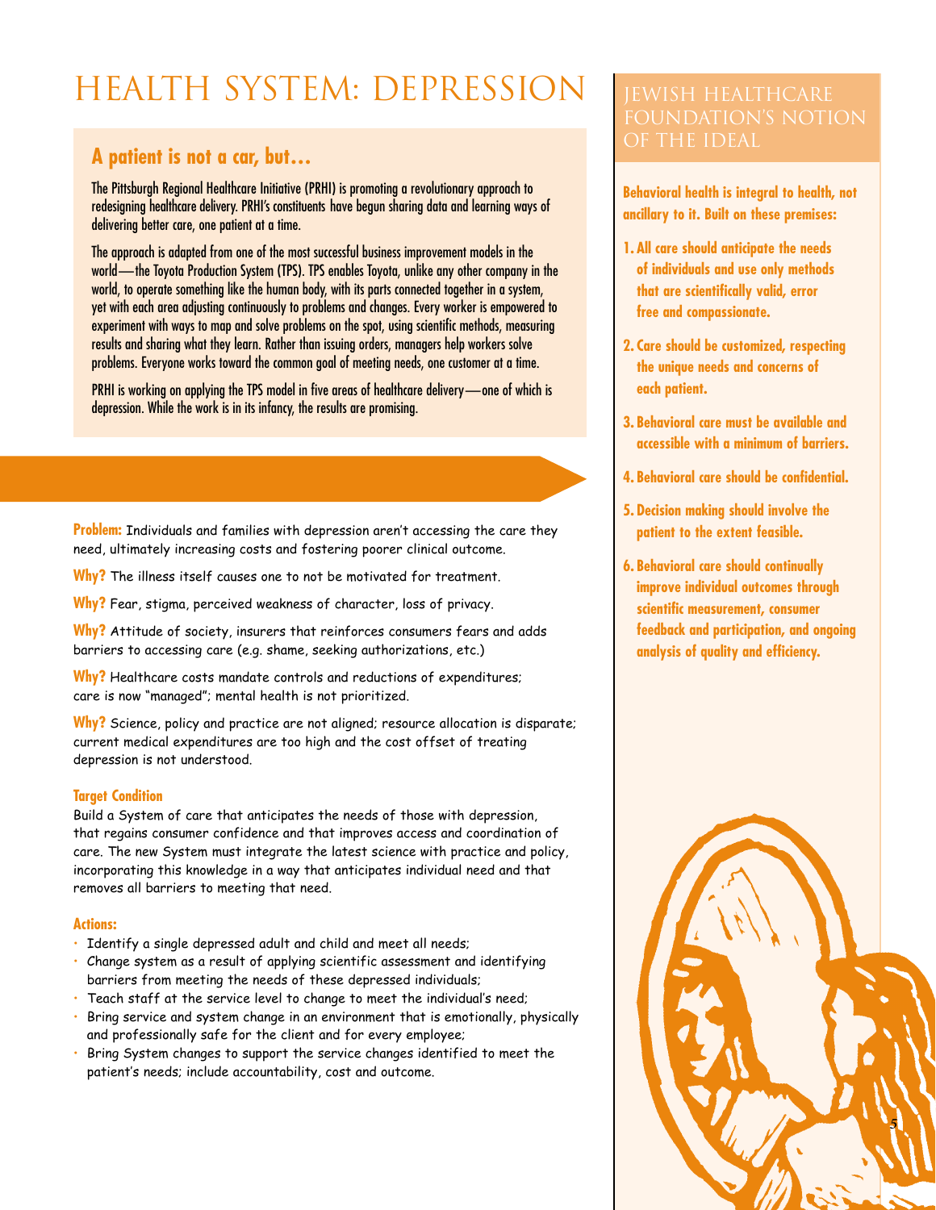# HEALTH SYSTEM: DEPRESSION

## A patient is not a car, but…

The Pittsburgh Regional Healthcare Initiative (PRHI) is promoting a revolutionary approach to redesigning healthcare delivery. PRHI's constituents have begun sharing data and learning ways of delivering better care, one patient at a time.

The approach is adapted from one of the most successful business improvement models in the world—the Toyota Production System (TPS). TPS enables Toyota, unlike any other company in the world, to operate something like the human body, with its parts connected together in a system, yet with each area adjusting continuously to problems and changes. Every worker is empowered to experiment with ways to map and solve problems on the spot, using scientific methods, measuring results and sharing what they learn. Rather than issuing orders, managers help workers solve problems. Everyone works toward the common goal of meeting needs, one customer at a time.

PRHI is working on applying the TPS model in five areas of healthcare delivery—one of which is depression. While the work is in its infancy, the results are promising.

**Problem:** Individuals and families with depression aren't accessing the care they need, ultimately increasing costs and fostering poorer clinical outcome.

**Why?** The illness itself causes one to not be motivated for treatment.

**Why?** Fear, stigma, perceived weakness of character, loss of privacy.

**Why?** Attitude of society, insurers that reinforces consumers fears and adds barriers to accessing care (e.g. shame, seeking authorizations, etc.)

**Why?** Healthcare costs mandate controls and reductions of expenditures; care is now "managed"; mental health is not prioritized.

**Why?** Science, policy and practice are not aligned; resource allocation is disparate; current medical expenditures are too high and the cost offset of treating depression is not understood.

### Target Condition

Build a System of care that anticipates the needs of those with depression, that regains consumer confidence and that improves access and coordination of care. The new System must integrate the latest science with practice and policy, incorporating this knowledge in a way that anticipates individual need and that removes all barriers to meeting that need.

### Actions:

- Identify a single depressed adult and child and meet all needs;
- Change system as a result of applying scientific assessment and identifying barriers from meeting the needs of these depressed individuals;
- Teach staff at the service level to change to meet the individual's need;
- Bring service and system change in an environment that is emotionally, physically and professionally safe for the client and for every employee;
- Bring System changes to support the service changes identified to meet the patient's needs; include accountability, cost and outcome.

## JEWISH HEALTHCARE FOUNDATION'S NOTION OF THE IDEAL

**Behavioral health is integral to health, not ancillary to it. Built on these premises:**

1. **All care should anticipate the needs of individuals and use only methods that are scientifically valid, error free and compassionate.**
2. **Care should be customized, respecting the unique needs and concerns of each patient.**
3. **Behavioral care must be available and accessible with a minimum of barriers.**
4. **Behavioral care should be confidential.**
5. **Decision making should involve the patient to the extent feasible.**
6. **Behavioral care should continually improve individual outcomes through scientific measurement, consumer feedback and participation, and ongoing analysis of quality and efficiency.**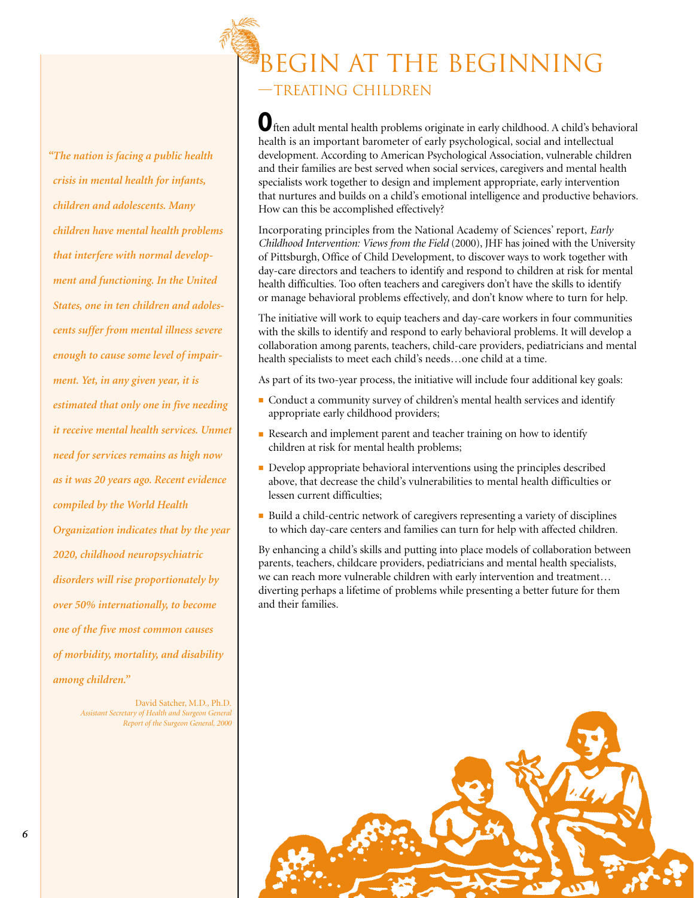# BEGIN AT THE BEGINNING

## —TREATING CHILDREN

Often adult mental health problems originate in early childhood. A child's behavioral health is an important barometer of early psychological, social and intellectual development. According to American Psychological Association, vulnerable children and their families are best served when social services, caregivers and mental health specialists work together to design and implement appropriate, early intervention that nurtures and builds on a child's emotional intelligence and productive behaviors. How can this be accomplished effectively?

Incorporating principles from the National Academy of Sciences' report, *Early Childhood Intervention: Views from the Field* (2000), JHF has joined with the University of Pittsburgh, Office of Child Development, to discover ways to work together with day-care directors and teachers to identify and respond to children at risk for mental health difficulties. Too often teachers and caregivers don't have the skills to identify or manage behavioral problems effectively, and don't know where to turn for help.

The initiative will work to equip teachers and day-care workers in four communities with the skills to identify and respond to early behavioral problems. It will develop a collaboration among parents, teachers, child-care providers, pediatricians and mental health specialists to meet each child's needs…one child at a time.

As part of its two-year process, the initiative will include four additional key goals:

- Conduct a community survey of children's mental health services and identify appropriate early childhood providers;
- Research and implement parent and teacher training on how to identify children at risk for mental health problems;
- Develop appropriate behavioral interventions using the principles described above, that decrease the child's vulnerabilities to mental health difficulties or lessen current difficulties;
- Build a child-centric network of caregivers representing a variety of disciplines to which day-care centers and families can turn for help with affected children.

By enhancing a child's skills and putting into place models of collaboration between parents, teachers, childcare providers, pediatricians and mental health specialists, we can reach more vulnerable children with early intervention and treatment… diverting perhaps a lifetime of problems while presenting a better future for them and their families.

*"The nation is facing a public health crisis in mental health for infants, children and adolescents. Many children have mental health problems that interfere with normal development and functioning. In the United States, one in ten children and adolescents suffer from mental illness severe enough to cause some level of impairment. Yet, in any given year, it is estimated that only one in five needing it receive mental health services. Unmet need for services remains as high now as it was 20 years ago. Recent evidence compiled by the World Health Organization indicates that by the year 2020, childhood neuropsychiatric disorders will rise proportionately by over 50% internationally, to become one of the five most common causes of morbidity, mortality, and disability among children."*

David Satcher, M.D., Ph.D.
*Assistant Secretary of Health and Surgeon General*
*Report of the Surgeon General, 2000*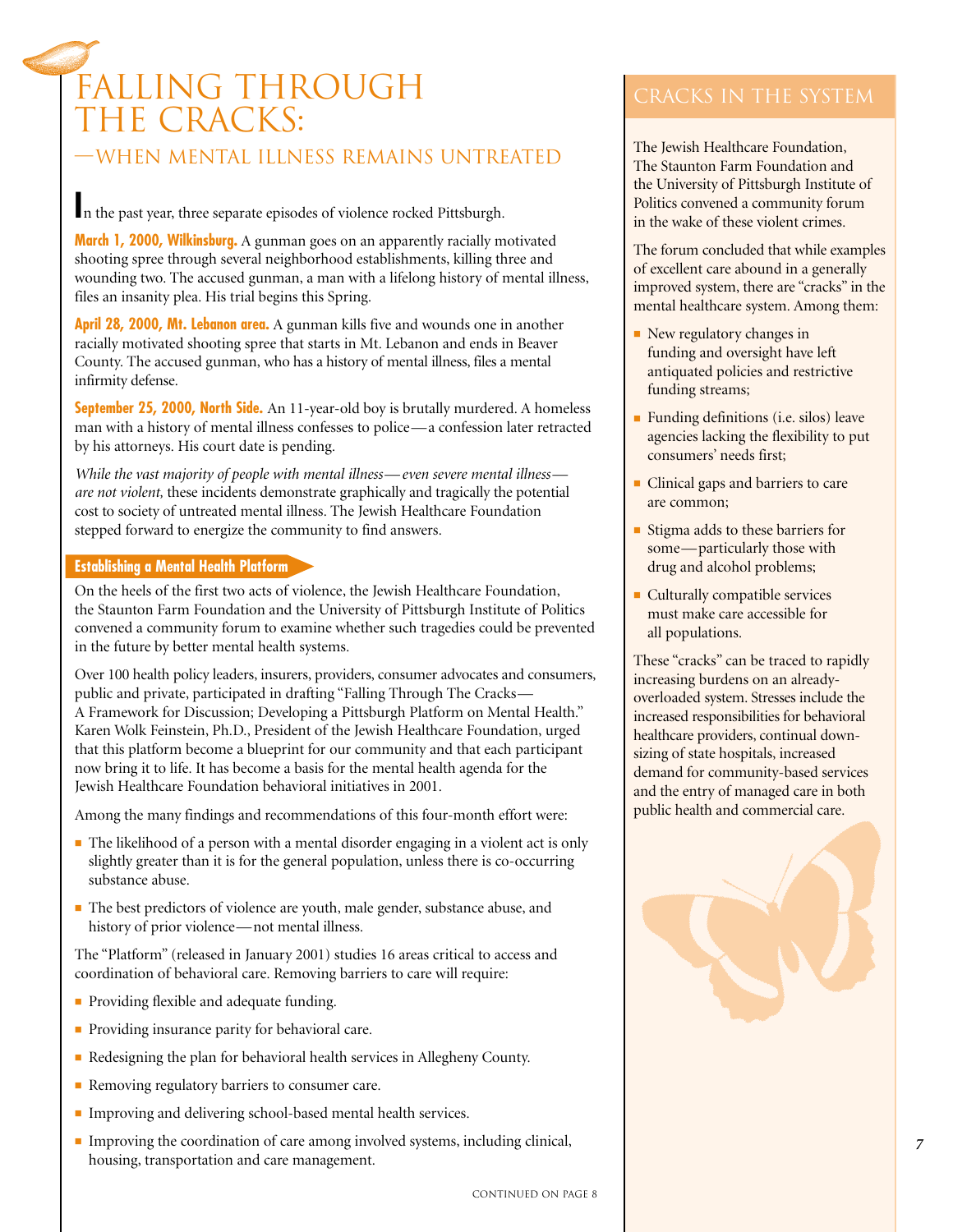# FALLING THROUGH THE CRACKS:

## —WHEN MENTAL ILLNESS REMAINS UNTREATED

In the past year, three separate episodes of violence rocked Pittsburgh.

**March 1, 2000, Wilkinsburg.** A gunman goes on an apparently racially motivated shooting spree through several neighborhood establishments, killing three and wounding two. The accused gunman, a man with a lifelong history of mental illness, files an insanity plea. His trial begins this Spring.

**April 28, 2000, Mt. Lebanon area.** A gunman kills five and wounds one in another racially motivated shooting spree that starts in Mt. Lebanon and ends in Beaver County. The accused gunman, who has a history of mental illness, files a mental infirmity defense.

**September 25, 2000, North Side.** An 11-year-old boy is brutally murdered. A homeless man with a history of mental illness confesses to police—a confession later retracted by his attorneys. His court date is pending.

*While the vast majority of people with mental illness—even severe mental illness—are not violent,* these incidents demonstrate graphically and tragically the potential cost to society of untreated mental illness. The Jewish Healthcare Foundation stepped forward to energize the community to find answers.

### Establishing a Mental Health Platform

On the heels of the first two acts of violence, the Jewish Healthcare Foundation, the Staunton Farm Foundation and the University of Pittsburgh Institute of Politics convened a community forum to examine whether such tragedies could be prevented in the future by better mental health systems.

Over 100 health policy leaders, insurers, providers, consumer advocates and consumers, public and private, participated in drafting "Falling Through The Cracks—A Framework for Discussion; Developing a Pittsburgh Platform on Mental Health." Karen Wolk Feinstein, Ph.D., President of the Jewish Healthcare Foundation, urged that this platform become a blueprint for our community and that each participant now bring it to life. It has become a basis for the mental health agenda for the Jewish Healthcare Foundation behavioral initiatives in 2001.

Among the many findings and recommendations of this four-month effort were:

- The likelihood of a person with a mental disorder engaging in a violent act is only slightly greater than it is for the general population, unless there is co-occurring substance abuse.
- The best predictors of violence are youth, male gender, substance abuse, and history of prior violence—not mental illness.

The "Platform" (released in January 2001) studies 16 areas critical to access and coordination of behavioral care. Removing barriers to care will require:

- Providing flexible and adequate funding.
- Providing insurance parity for behavioral care.
- Redesigning the plan for behavioral health services in Allegheny County.
- Removing regulatory barriers to consumer care.
- Improving and delivering school-based mental health services.
- Improving the coordination of care among involved systems, including clinical, housing, transportation and care management.

CONTINUED ON PAGE 8

## CRACKS IN THE SYSTEM

The Jewish Healthcare Foundation, The Staunton Farm Foundation and the University of Pittsburgh Institute of Politics convened a community forum in the wake of these violent crimes.

The forum concluded that while examples of excellent care abound in a generally improved system, there are "cracks" in the mental healthcare system. Among them:

- New regulatory changes in funding and oversight have left antiquated policies and restrictive funding streams;
- Funding definitions (i.e. silos) leave agencies lacking the flexibility to put consumers' needs first;
- Clinical gaps and barriers to care are common;
- Stigma adds to these barriers for some—particularly those with drug and alcohol problems;
- Culturally compatible services must make care accessible for all populations.

These "cracks" can be traced to rapidly increasing burdens on an already-overloaded system. Stresses include the increased responsibilities for behavioral healthcare providers, continual down-sizing of state hospitals, increased demand for community-based services and the entry of managed care in both public health and commercial care.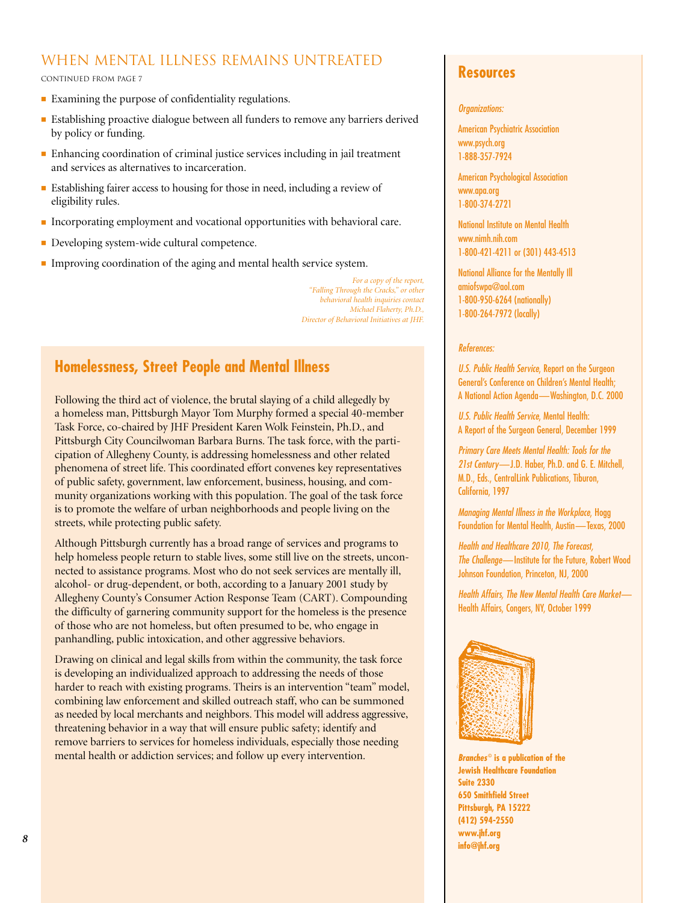## WHEN MENTAL ILLNESS REMAINS UNTREATED

CONTINUED FROM PAGE 7

- Examining the purpose of confidentiality regulations.
- Establishing proactive dialogue between all funders to remove any barriers derived by policy or funding.
- Enhancing coordination of criminal justice services including in jail treatment and services as alternatives to incarceration.
- Establishing fairer access to housing for those in need, including a review of eligibility rules.
- Incorporating employment and vocational opportunities with behavioral care.
- Developing system-wide cultural competence.
- Improving coordination of the aging and mental health service system.

*For a copy of the report, "Falling Through the Cracks," or other behavioral health inquiries contact Michael Flaherty, Ph.D., Director of Behavioral Initiatives at JHF.*

## Homelessness, Street People and Mental Illness

Following the third act of violence, the brutal slaying of a child allegedly by a homeless man, Pittsburgh Mayor Tom Murphy formed a special 40-member Task Force, co-chaired by JHF President Karen Wolk Feinstein, Ph.D., and Pittsburgh City Councilwoman Barbara Burns. The task force, with the participation of Allegheny County, is addressing homelessness and other related phenomena of street life. This coordinated effort convenes key representatives of public safety, government, law enforcement, business, housing, and community organizations working with this population. The goal of the task force is to promote the welfare of urban neighborhoods and people living on the streets, while protecting public safety.

Although Pittsburgh currently has a broad range of services and programs to help homeless people return to stable lives, some still live on the streets, unconnected to assistance programs. Most who do not seek services are mentally ill, alcohol- or drug-dependent, or both, according to a January 2001 study by Allegheny County's Consumer Action Response Team (CART). Compounding the difficulty of garnering community support for the homeless is the presence of those who are not homeless, but often presumed to be, who engage in panhandling, public intoxication, and other aggressive behaviors.

Drawing on clinical and legal skills from within the community, the task force is developing an individualized approach to addressing the needs of those harder to reach with existing programs. Theirs is an intervention "team" model, combining law enforcement and skilled outreach staff, who can be summoned as needed by local merchants and neighbors. This model will address aggressive, threatening behavior in a way that will ensure public safety; identify and remove barriers to services for homeless individuals, especially those needing mental health or addiction services; and follow up every intervention.

## Resources

*Organizations:*

American Psychiatric Association
www.psych.org
1-888-357-7924

American Psychological Association
www.apa.org
1-800-374-2721

National Institute on Mental Health
www.nimh.nih.com
1-800-421-4211 or (301) 443-4513

National Alliance for the Mentally Ill
amiofswpa@aol.com
1-800-950-6264 (nationally)
1-800-264-7972 (locally)

*References:*

*U.S. Public Health Service,* Report on the Surgeon General's Conference on Children's Mental Health; A National Action Agenda—Washington, D.C. 2000

*U.S. Public Health Service,* Mental Health: A Report of the Surgeon General, December 1999

*Primary Care Meets Mental Health: Tools for the 21st Century*—J.D. Haber, Ph.D. and G. E. Mitchell, M.D., Eds., CentralLink Publications, Tiburon, California, 1997

*Managing Mental Illness in the Workplace,* Hogg Foundation for Mental Health, Austin—Texas, 2000

*Health and Healthcare 2010, The Forecast, The Challenge*—Institute for the Future, Robert Wood Johnson Foundation, Princeton, NJ, 2000

*Health Affairs, The New Mental Health Care Market*—Health Affairs, Congers, NY, October 1999

***Branches*© is a publication of the Jewish Healthcare Foundation**
**Suite 2330**
**650 Smithfield Street**
**Pittsburgh, PA 15222**
**(412) 594-2550**
**www.jhf.org**
**info@jhf.org**